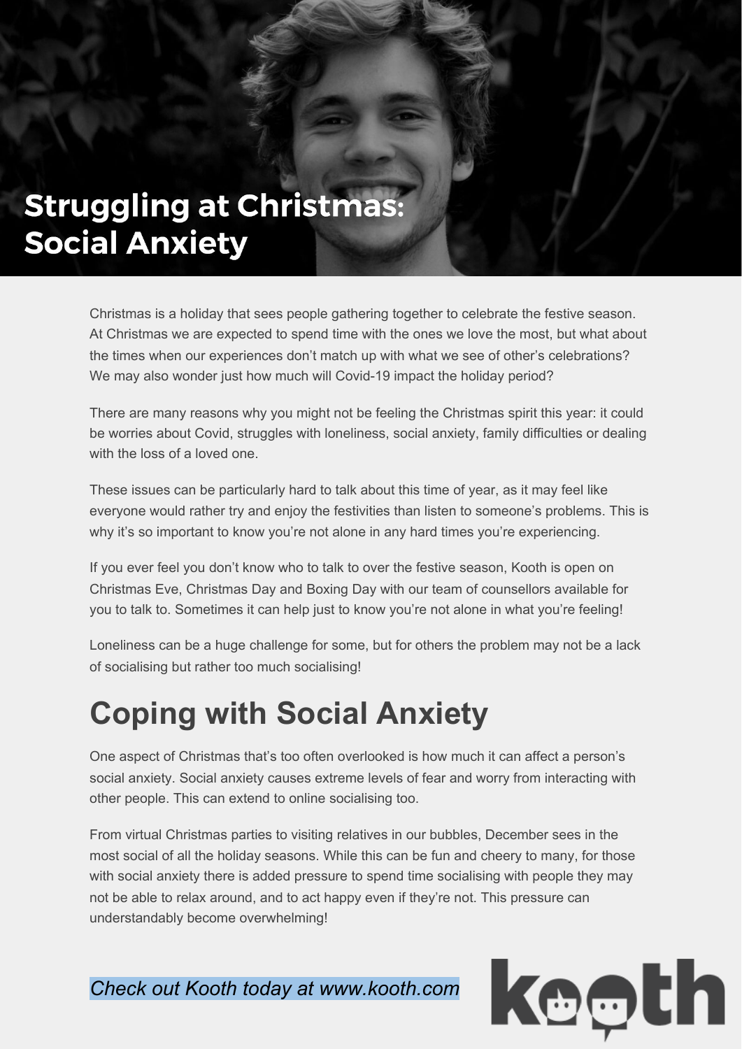# Struggling at Christmas: Social Anxiety

Christmas is a holiday that sees people gathering together to celebrate the festive season. At Christmas we are expected to spend time with the ones we love the most, but what about the times when our experiences don't match up with what we see of other's celebrations? We may also wonder just how much will Covid-19 impact the holiday period?

There are many reasons why you might not be feeling the Christmas spirit this year: it could be worries about Covid, struggles with loneliness, social anxiety, family difficulties or dealing with the loss of a loved one.

These issues can be particularly hard to talk about this time of year, as it may feel like everyone would rather try and enjoy the festivities than listen to someone's problems. This is why it's so important to know you're not alone in any hard times you're experiencing.

If you ever feel you don't know who to talk to over the festive season, Kooth is open on Christmas Eve, Christmas Day and Boxing Day with our team of counsellors available for you to talk to. Sometimes it can help just to know you're not alone in what you're feeling!

Loneliness can be a huge challenge for some, but for others the problem may not be a lack of socialising but rather too much socialising!

## Coping with Social Anxiety

One aspect of Christmas that's too often overlooked is how much it can affect a person's social anxiety. Social anxiety causes extreme levels of fear and worry from interacting with other people. This can extend to online socialising too.

From virtual Christmas parties to visiting relatives in our bubbles, December sees in the most social of all the holiday seasons. While this can be fun and cheery to many, for those with social anxiety there is added pressure to spend time socialising with people they may not be able to relax around, and to act happy even if they're not. This pressure can understandably become overwhelming!

*Check out Kooth today at www.kooth.com*

kooth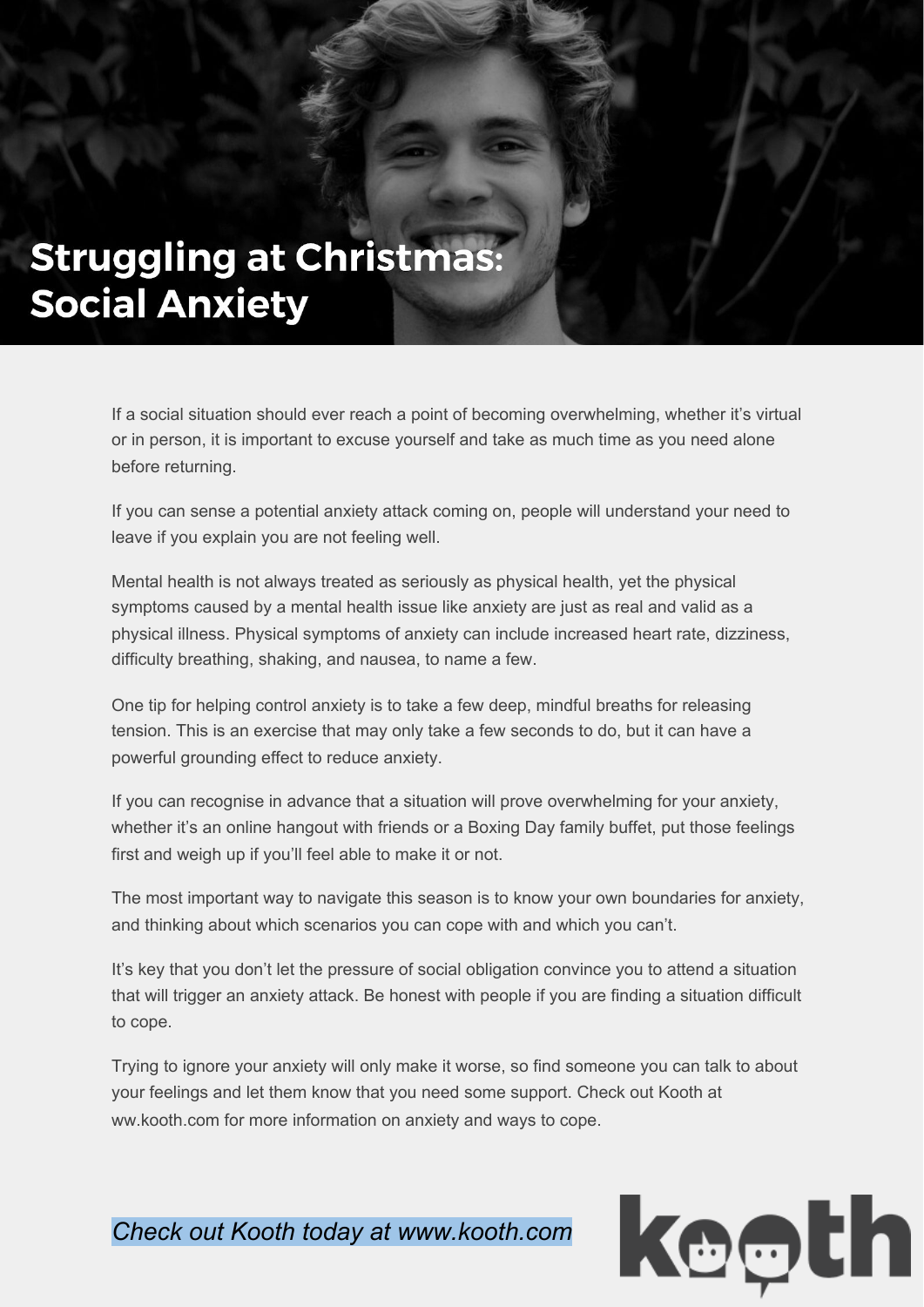# Struggling at Christmas: Social Anxiety

If a social situation should ever reach a point of becoming overwhelming, whether it's virtual or in person, it is important to excuse yourself and take as much time as you need alone before returning.

If you can sense a potential anxiety attack coming on, people will understand your need to leave if you explain you are not feeling well.

Mental health is not always treated as seriously as physical health, yet the physical symptoms caused by a mental health issue like anxiety are just as real and valid as a physical illness. Physical symptoms of anxiety can include increased heart rate, dizziness, difficulty breathing, shaking, and nausea, to name a few.

One tip for helping control anxiety is to take a few deep, mindful breaths for releasing tension. This is an exercise that may only take a few seconds to do, but it can have a powerful grounding effect to reduce anxiety.

If you can recognise in advance that a situation will prove overwhelming for your anxiety, whether it's an online hangout with friends or a Boxing Day family buffet, put those feelings first and weigh up if you'll feel able to make it or not.

The most important way to navigate this season is to know your own boundaries for anxiety, and thinking about which scenarios you can cope with and which you can't.

It's key that you don't let the pressure of social obligation convince you to attend a situation that will trigger an anxiety attack. Be honest with people if you are finding a situation difficult to cope.

Trying to ignore your anxiety will only make it worse, so find someone you can talk to about your feelings and let them know that you need some support. Check out Kooth at ww.kooth.com for more information on anxiety and ways to cope.

*Check out Kooth today at www.kooth.com*

kooth